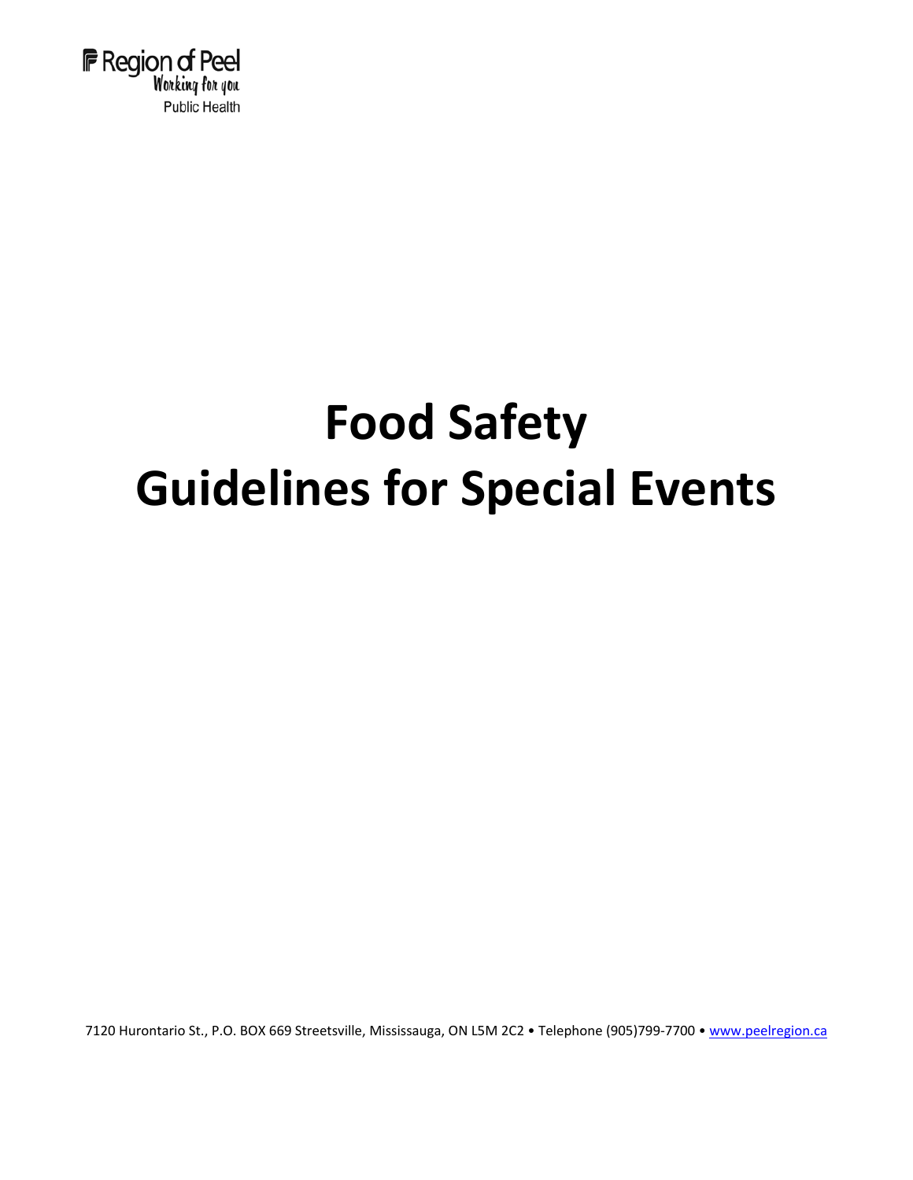Region of Peel
Working for you
Public Health

# Food Safety
# Guidelines for Special Events

7120 Hurontario St., P.O. BOX 669 Streetsville, Mississauga, ON L5M 2C2 • Telephone (905)799-7700 • www.peelregion.ca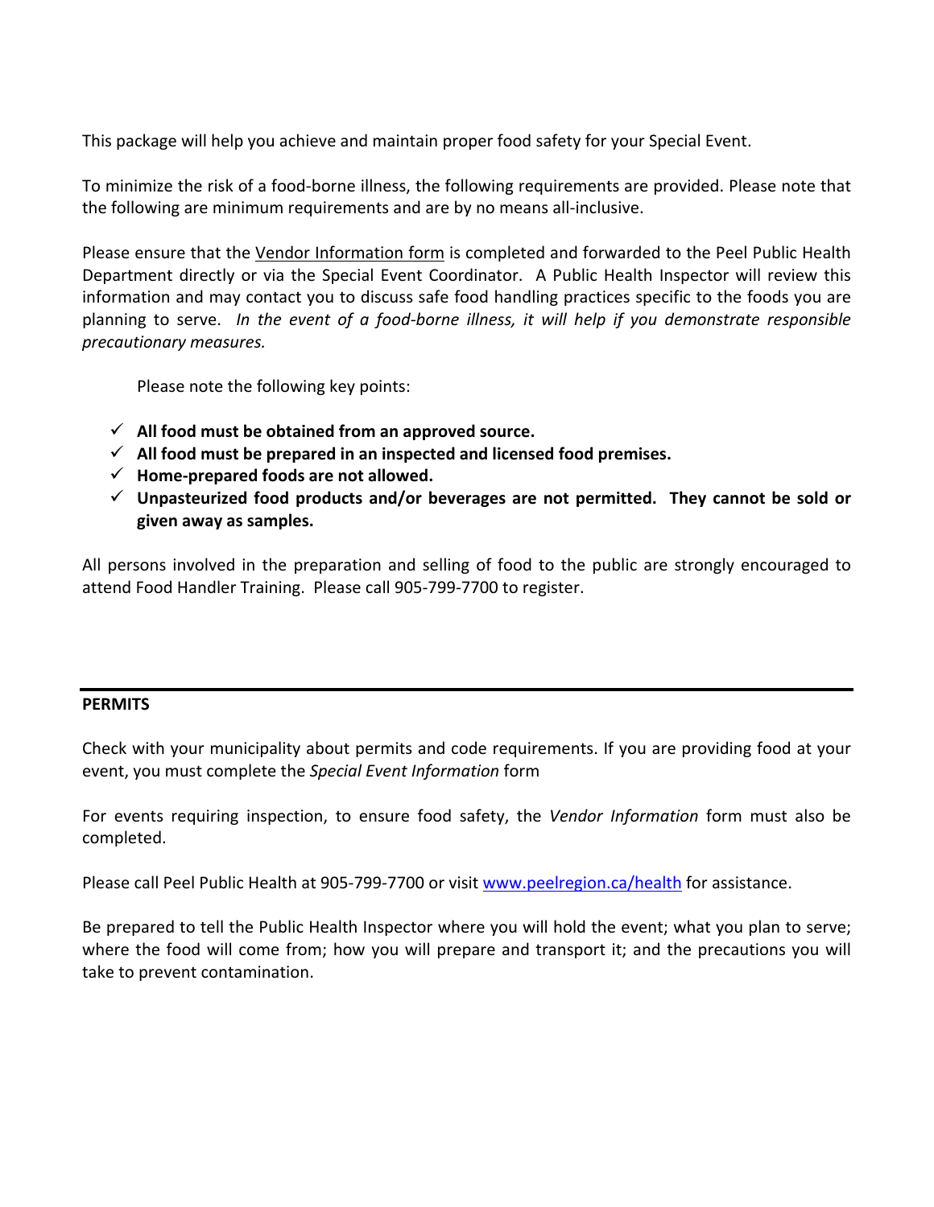This package will help you achieve and maintain proper food safety for your Special Event.

To minimize the risk of a food-borne illness, the following requirements are provided. Please note that the following are minimum requirements and are by no means all-inclusive.

Please ensure that the Vendor Information form is completed and forwarded to the Peel Public Health Department directly or via the Special Event Coordinator. A Public Health Inspector will review this information and may contact you to discuss safe food handling practices specific to the foods you are planning to serve. *In the event of a food-borne illness, it will help if you demonstrate responsible precautionary measures.*

Please note the following key points:

- ✓ **All food must be obtained from an approved source.**
- ✓ **All food must be prepared in an inspected and licensed food premises.**
- ✓ **Home-prepared foods are not allowed.**
- ✓ **Unpasteurized food products and/or beverages are not permitted. They cannot be sold or given away as samples.**

All persons involved in the preparation and selling of food to the public are strongly encouraged to attend Food Handler Training. Please call 905-799-7700 to register.

## PERMITS

Check with your municipality about permits and code requirements. If you are providing food at your event, you must complete the *Special Event Information* form

For events requiring inspection, to ensure food safety, the *Vendor Information* form must also be completed.

Please call Peel Public Health at 905-799-7700 or visit www.peelregion.ca/health for assistance.

Be prepared to tell the Public Health Inspector where you will hold the event; what you plan to serve; where the food will come from; how you will prepare and transport it; and the precautions you will take to prevent contamination.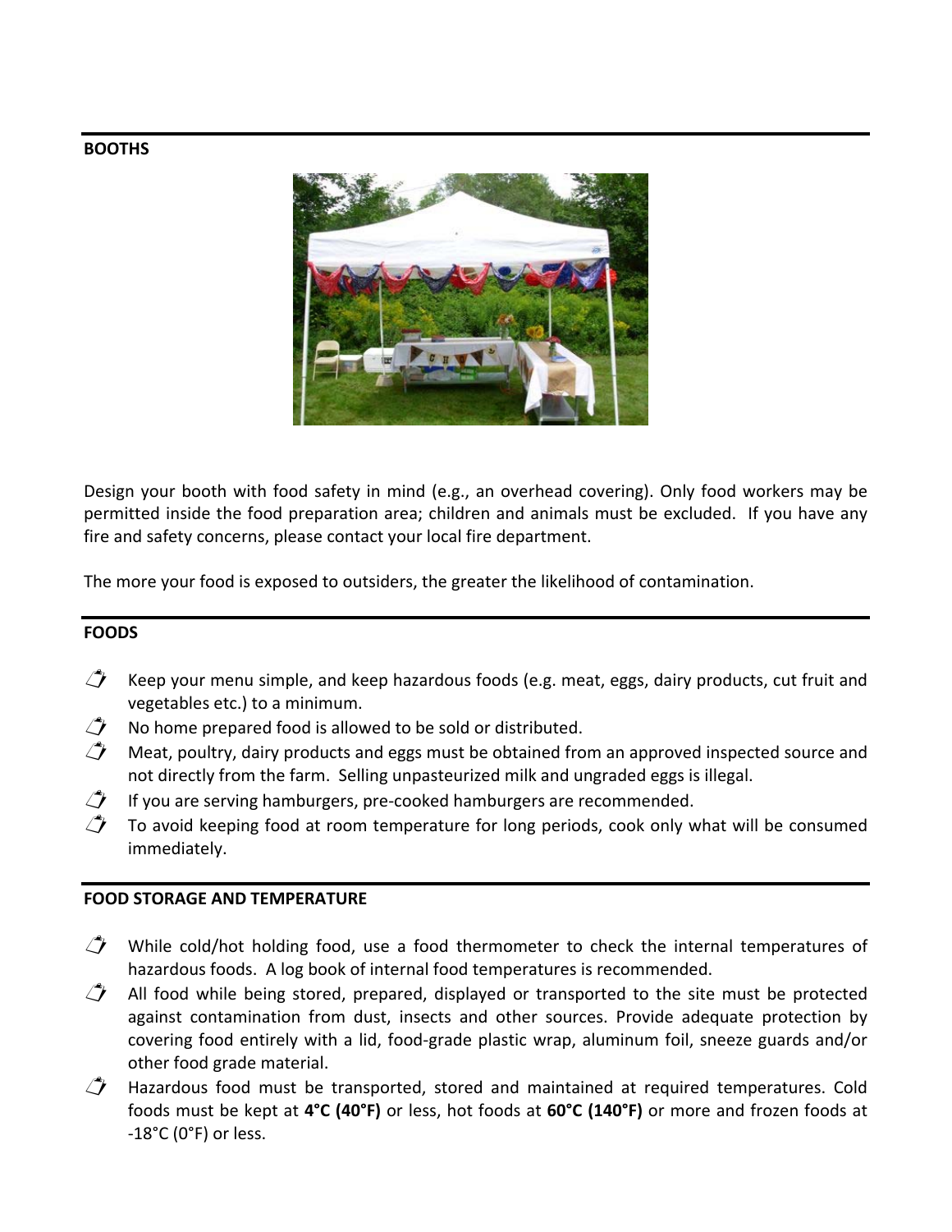## BOOTHS

Design your booth with food safety in mind (e.g., an overhead covering). Only food workers may be permitted inside the food preparation area; children and animals must be excluded. If you have any fire and safety concerns, please contact your local fire department.

The more your food is exposed to outsiders, the greater the likelihood of contamination.

## FOODS

- Keep your menu simple, and keep hazardous foods (e.g. meat, eggs, dairy products, cut fruit and vegetables etc.) to a minimum.
- No home prepared food is allowed to be sold or distributed.
- Meat, poultry, dairy products and eggs must be obtained from an approved inspected source and not directly from the farm. Selling unpasteurized milk and ungraded eggs is illegal.
- If you are serving hamburgers, pre-cooked hamburgers are recommended.
- To avoid keeping food at room temperature for long periods, cook only what will be consumed immediately.

## FOOD STORAGE AND TEMPERATURE

- While cold/hot holding food, use a food thermometer to check the internal temperatures of hazardous foods. A log book of internal food temperatures is recommended.
- All food while being stored, prepared, displayed or transported to the site must be protected against contamination from dust, insects and other sources. Provide adequate protection by covering food entirely with a lid, food-grade plastic wrap, aluminum foil, sneeze guards and/or other food grade material.
- Hazardous food must be transported, stored and maintained at required temperatures. Cold foods must be kept at **4°C (40°F)** or less, hot foods at **60°C (140°F)** or more and frozen foods at -18°C (0°F) or less.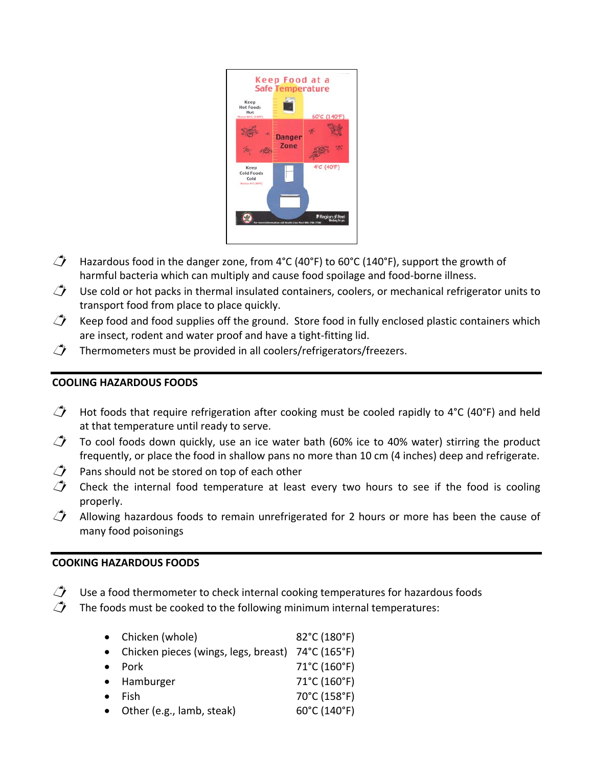- Hazardous food in the danger zone, from 4°C (40°F) to 60°C (140°F), support the growth of harmful bacteria which can multiply and cause food spoilage and food-borne illness.
- Use cold or hot packs in thermal insulated containers, coolers, or mechanical refrigerator units to transport food from place to place quickly.
- Keep food and food supplies off the ground. Store food in fully enclosed plastic containers which are insect, rodent and water proof and have a tight-fitting lid.
- Thermometers must be provided in all coolers/refrigerators/freezers.

## COOLING HAZARDOUS FOODS

- Hot foods that require refrigeration after cooking must be cooled rapidly to 4°C (40°F) and held at that temperature until ready to serve.
- To cool foods down quickly, use an ice water bath (60% ice to 40% water) stirring the product frequently, or place the food in shallow pans no more than 10 cm (4 inches) deep and refrigerate.
- Pans should not be stored on top of each other
- Check the internal food temperature at least every two hours to see if the food is cooling properly.
- Allowing hazardous foods to remain unrefrigerated for 2 hours or more has been the cause of many food poisonings

## COOKING HAZARDOUS FOODS

- Use a food thermometer to check internal cooking temperatures for hazardous foods
- The foods must be cooked to the following minimum internal temperatures:

| Food | Temperature |
|---|---|
| Chicken (whole) | 82°C (180°F) |
| Chicken pieces (wings, legs, breast) | 74°C (165°F) |
| Pork | 71°C (160°F) |
| Hamburger | 71°C (160°F) |
| Fish | 70°C (158°F) |
| Other (e.g., lamb, steak) | 60°C (140°F) |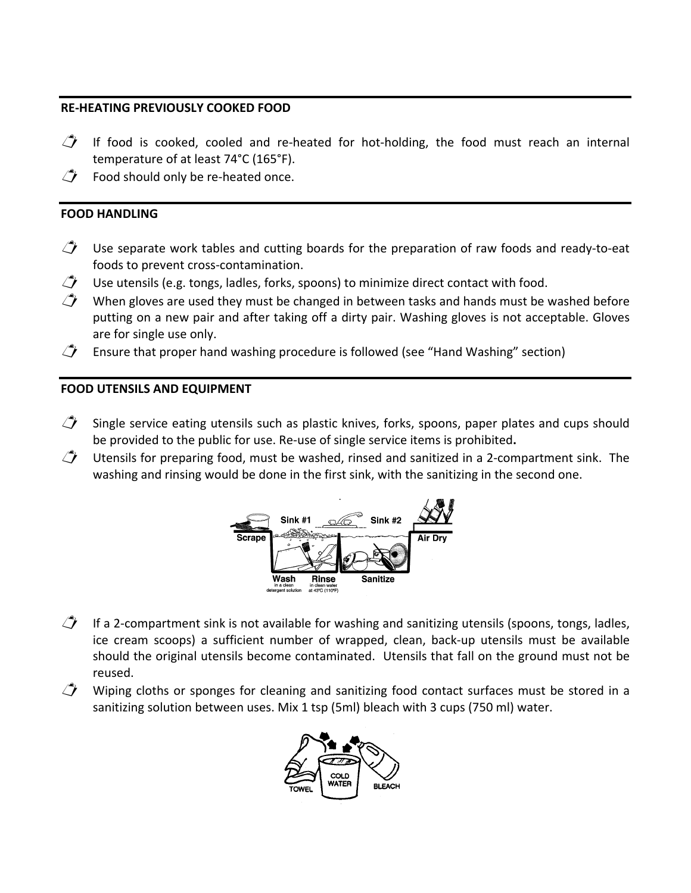## RE-HEATING PREVIOUSLY COOKED FOOD

- If food is cooked, cooled and re-heated for hot-holding, the food must reach an internal temperature of at least 74°C (165°F).
- Food should only be re-heated once.

## FOOD HANDLING

- Use separate work tables and cutting boards for the preparation of raw foods and ready-to-eat foods to prevent cross-contamination.
- Use utensils (e.g. tongs, ladles, forks, spoons) to minimize direct contact with food.
- When gloves are used they must be changed in between tasks and hands must be washed before putting on a new pair and after taking off a dirty pair. Washing gloves is not acceptable. Gloves are for single use only.
- Ensure that proper hand washing procedure is followed (see "Hand Washing" section)

## FOOD UTENSILS AND EQUIPMENT

- Single service eating utensils such as plastic knives, forks, spoons, paper plates and cups should be provided to the public for use. Re-use of single service items is prohibited**.**
- Utensils for preparing food, must be washed, rinsed and sanitized in a 2-compartment sink. The washing and rinsing would be done in the first sink, with the sanitizing in the second one.

Sink #1 Sink #2
Scrape Air Dry
Wash in a clean detergent solution Rinse in clean water at 43ºC (110ºF) Sanitize

- If a 2-compartment sink is not available for washing and sanitizing utensils (spoons, tongs, ladles, ice cream scoops) a sufficient number of wrapped, clean, back-up utensils must be available should the original utensils become contaminated. Utensils that fall on the ground must not be reused.
- Wiping cloths or sponges for cleaning and sanitizing food contact surfaces must be stored in a sanitizing solution between uses. Mix 1 tsp (5ml) bleach with 3 cups (750 ml) water.

TOWEL COLD WATER BLEACH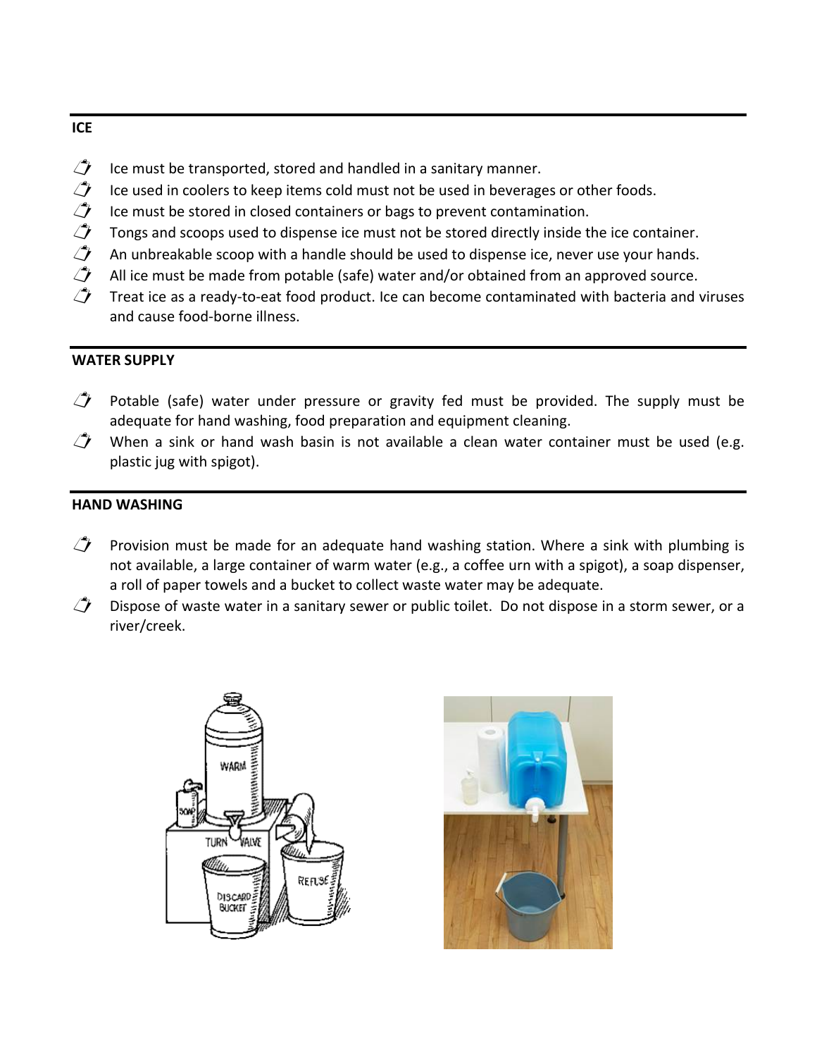## ICE

- Ice must be transported, stored and handled in a sanitary manner.
- Ice used in coolers to keep items cold must not be used in beverages or other foods.
- Ice must be stored in closed containers or bags to prevent contamination.
- Tongs and scoops used to dispense ice must not be stored directly inside the ice container.
- An unbreakable scoop with a handle should be used to dispense ice, never use your hands.
- All ice must be made from potable (safe) water and/or obtained from an approved source.
- Treat ice as a ready-to-eat food product. Ice can become contaminated with bacteria and viruses and cause food-borne illness.

## WATER SUPPLY

- Potable (safe) water under pressure or gravity fed must be provided. The supply must be adequate for hand washing, food preparation and equipment cleaning.
- When a sink or hand wash basin is not available a clean water container must be used (e.g. plastic jug with spigot).

## HAND WASHING

- Provision must be made for an adequate hand washing station. Where a sink with plumbing is not available, a large container of warm water (e.g., a coffee urn with a spigot), a soap dispenser, a roll of paper towels and a bucket to collect waste water may be adequate.
- Dispose of waste water in a sanitary sewer or public toilet. Do not dispose in a storm sewer, or a river/creek.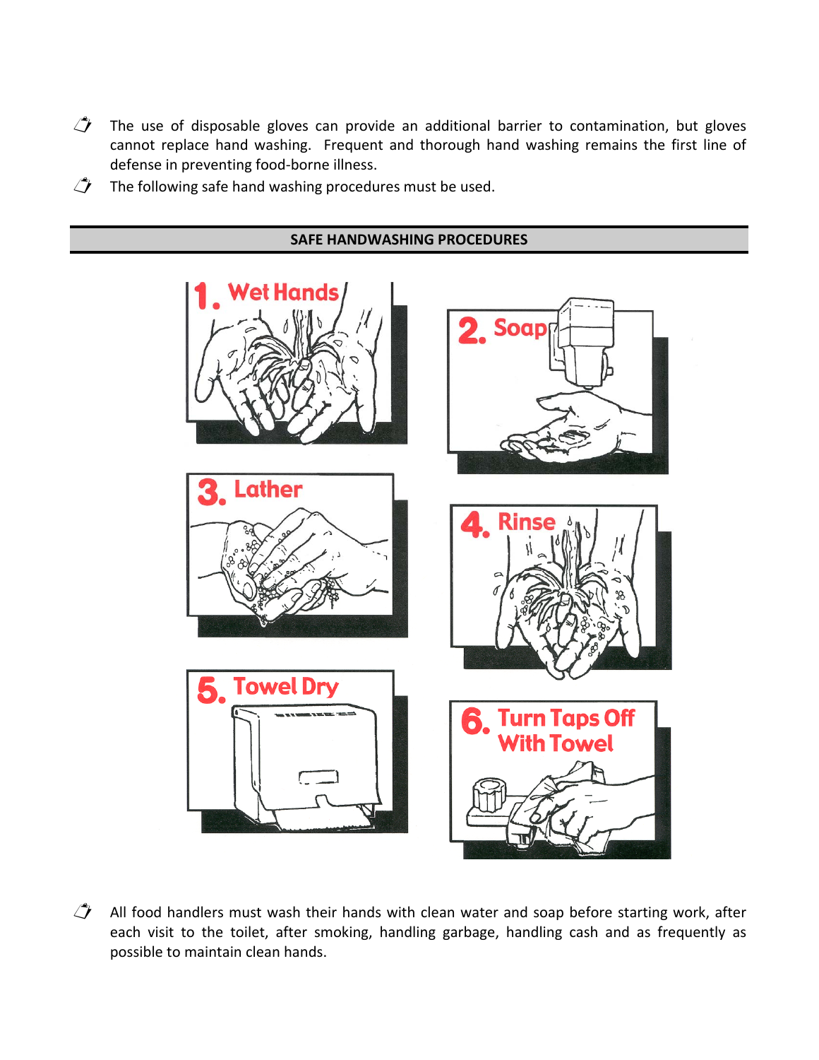- The use of disposable gloves can provide an additional barrier to contamination, but gloves cannot replace hand washing. Frequent and thorough hand washing remains the first line of defense in preventing food-borne illness.
- The following safe hand washing procedures must be used.

## SAFE HANDWASHING PROCEDURES

1. Wet Hands
2. Soap
3. Lather
4. Rinse
5. Towel Dry
6. Turn Taps Off With Towel

- All food handlers must wash their hands with clean water and soap before starting work, after each visit to the toilet, after smoking, handling garbage, handling cash and as frequently as possible to maintain clean hands.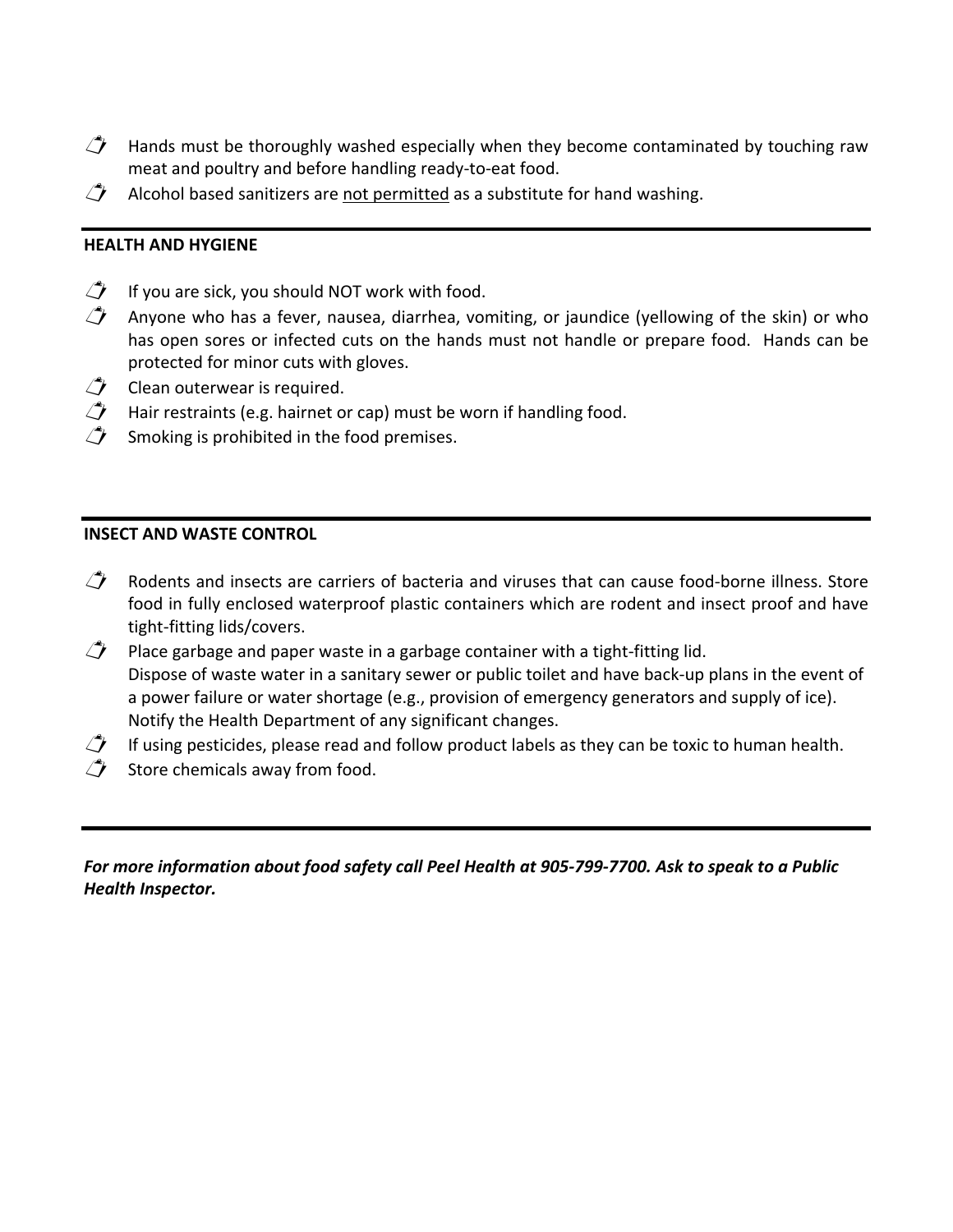- Hands must be thoroughly washed especially when they become contaminated by touching raw meat and poultry and before handling ready-to-eat food.
- Alcohol based sanitizers are <u>not permitted</u> as a substitute for hand washing.

---

**HEALTH AND HYGIENE**

- If you are sick, you should NOT work with food.
- Anyone who has a fever, nausea, diarrhea, vomiting, or jaundice (yellowing of the skin) or who has open sores or infected cuts on the hands must not handle or prepare food. Hands can be protected for minor cuts with gloves.
- Clean outerwear is required.
- Hair restraints (e.g. hairnet or cap) must be worn if handling food.
- Smoking is prohibited in the food premises.

---

**INSECT AND WASTE CONTROL**

- Rodents and insects are carriers of bacteria and viruses that can cause food-borne illness. Store food in fully enclosed waterproof plastic containers which are rodent and insect proof and have tight-fitting lids/covers.
- Place garbage and paper waste in a garbage container with a tight-fitting lid.
  Dispose of waste water in a sanitary sewer or public toilet and have back-up plans in the event of a power failure or water shortage (e.g., provision of emergency generators and supply of ice). Notify the Health Department of any significant changes.
- If using pesticides, please read and follow product labels as they can be toxic to human health.
- Store chemicals away from food.

---

***For more information about food safety call Peel Health at 905-799-7700. Ask to speak to a Public Health Inspector.***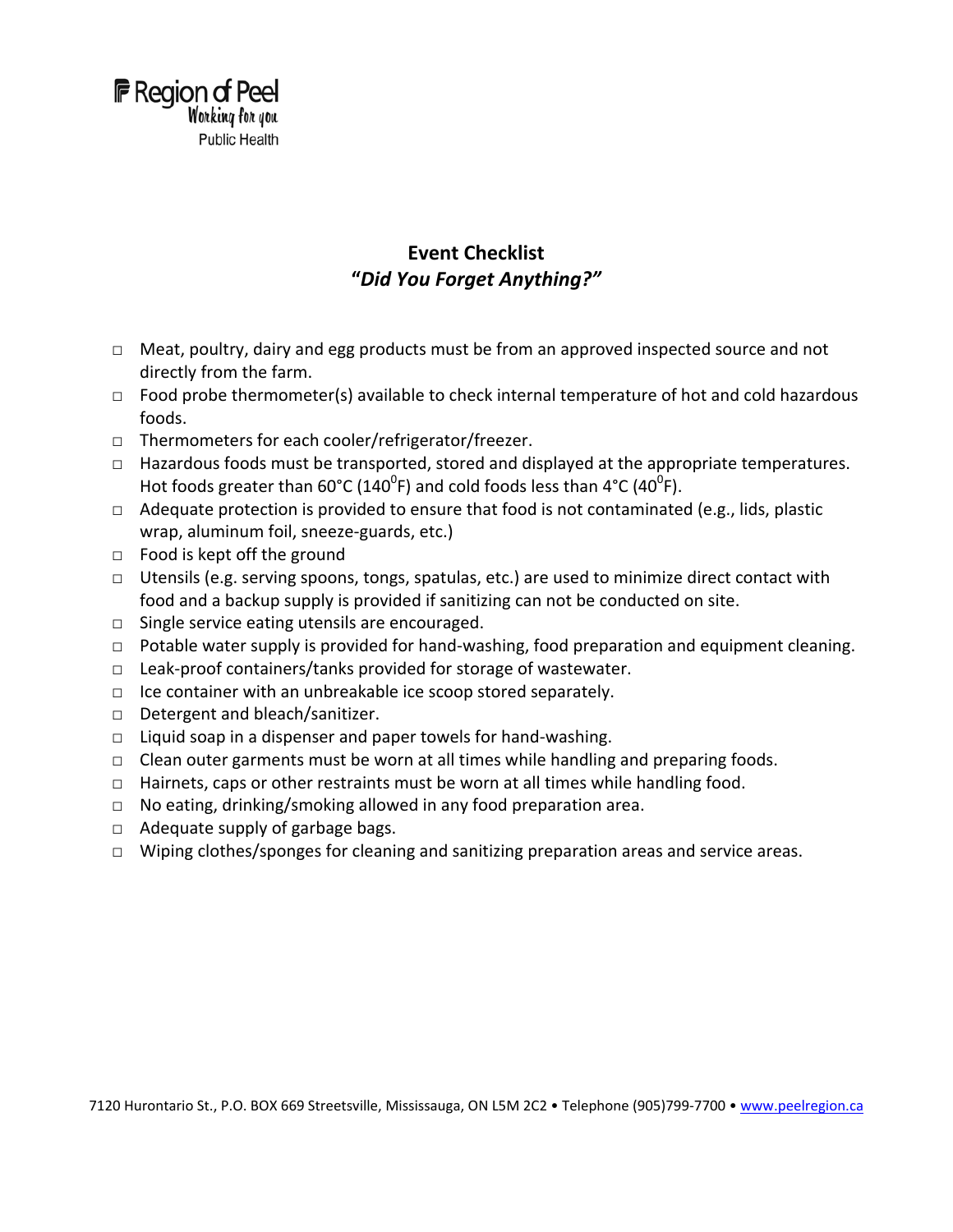Region of Peel
Working for you
Public Health

# Event Checklist

## "*Did You Forget Anything?*"

- □ Meat, poultry, dairy and egg products must be from an approved inspected source and not directly from the farm.
- □ Food probe thermometer(s) available to check internal temperature of hot and cold hazardous foods.
- □ Thermometers for each cooler/refrigerator/freezer.
- □ Hazardous foods must be transported, stored and displayed at the appropriate temperatures. Hot foods greater than 60°C (140$^{0}$F) and cold foods less than 4°C (40$^{0}$F).
- □ Adequate protection is provided to ensure that food is not contaminated (e.g., lids, plastic wrap, aluminum foil, sneeze-guards, etc.)
- □ Food is kept off the ground
- □ Utensils (e.g. serving spoons, tongs, spatulas, etc.) are used to minimize direct contact with food and a backup supply is provided if sanitizing can not be conducted on site.
- □ Single service eating utensils are encouraged.
- □ Potable water supply is provided for hand-washing, food preparation and equipment cleaning.
- □ Leak-proof containers/tanks provided for storage of wastewater.
- □ Ice container with an unbreakable ice scoop stored separately.
- □ Detergent and bleach/sanitizer.
- □ Liquid soap in a dispenser and paper towels for hand-washing.
- □ Clean outer garments must be worn at all times while handling and preparing foods.
- □ Hairnets, caps or other restraints must be worn at all times while handling food.
- □ No eating, drinking/smoking allowed in any food preparation area.
- □ Adequate supply of garbage bags.
- □ Wiping clothes/sponges for cleaning and sanitizing preparation areas and service areas.

7120 Hurontario St., P.O. BOX 669 Streetsville, Mississauga, ON L5M 2C2 • Telephone (905)799-7700 • www.peelregion.ca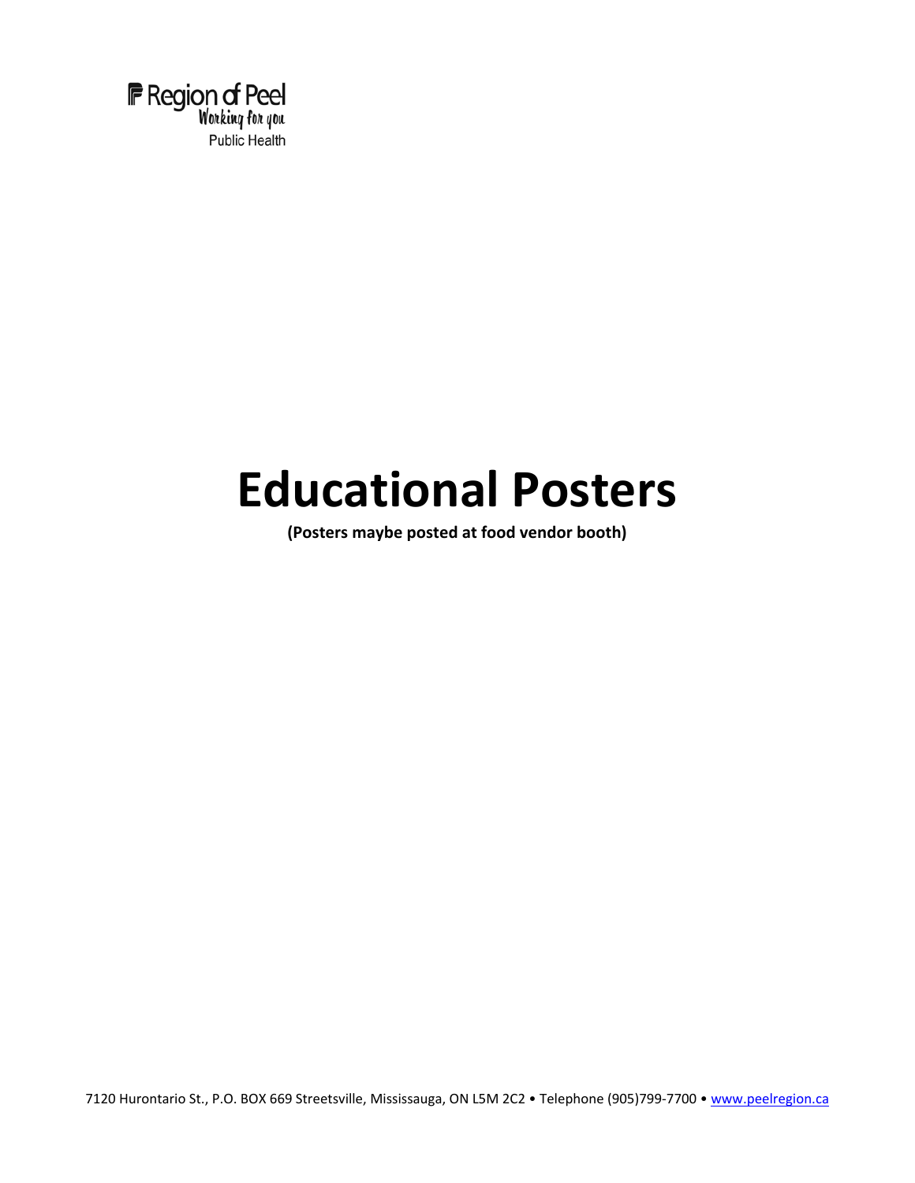Region of Peel
Working for you
Public Health

# Educational Posters

**(Posters maybe posted at food vendor booth)**

7120 Hurontario St., P.O. BOX 669 Streetsville, Mississauga, ON L5M 2C2 • Telephone (905)799-7700 • www.peelregion.ca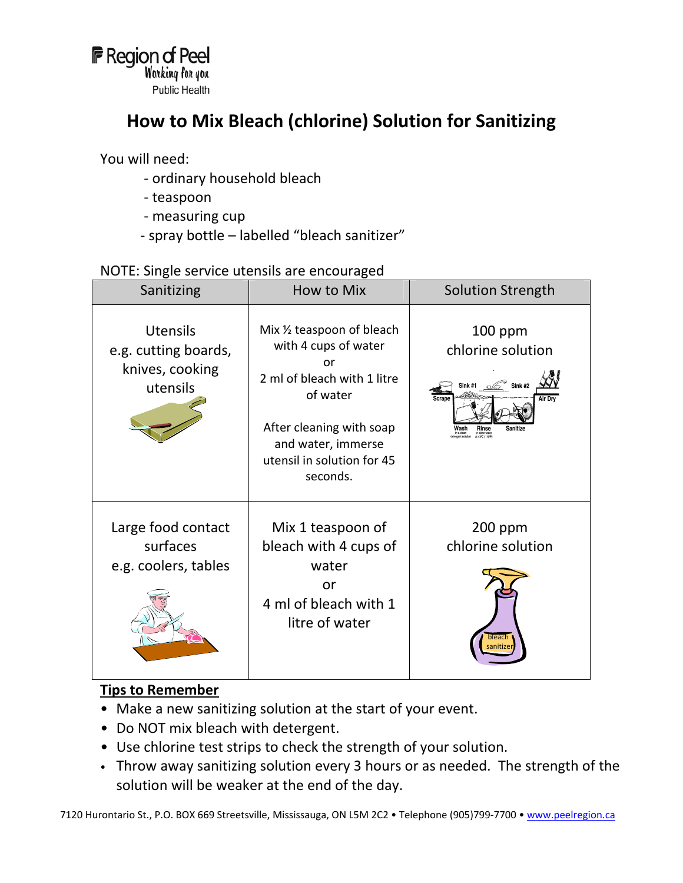Region of Peel
Working for you
Public Health

# How to Mix Bleach (chlorine) Solution for Sanitizing

You will need:

- ordinary household bleach
- teaspoon
- measuring cup
- spray bottle – labelled "bleach sanitizer"

NOTE: Single service utensils are encouraged

| Sanitizing | How to Mix | Solution Strength |
|---|---|---|
| Utensils e.g. cutting boards, knives, cooking utensils | Mix ½ teaspoon of bleach with 4 cups of water or 2 ml of bleach with 1 litre of water<br><br>After cleaning with soap and water, immerse utensil in solution for 45 seconds. | 100 ppm chlorine solution |
| Large food contact surfaces e.g. coolers, tables | Mix 1 teaspoon of bleach with 4 cups of water or 4 ml of bleach with 1 litre of water | 200 ppm chlorine solution |

**Tips to Remember**

- Make a new sanitizing solution at the start of your event.
- Do NOT mix bleach with detergent.
- Use chlorine test strips to check the strength of your solution.
- Throw away sanitizing solution every 3 hours or as needed. The strength of the solution will be weaker at the end of the day.

7120 Hurontario St., P.O. BOX 669 Streetsville, Mississauga, ON L5M 2C2 • Telephone (905)799-7700 • www.peelregion.ca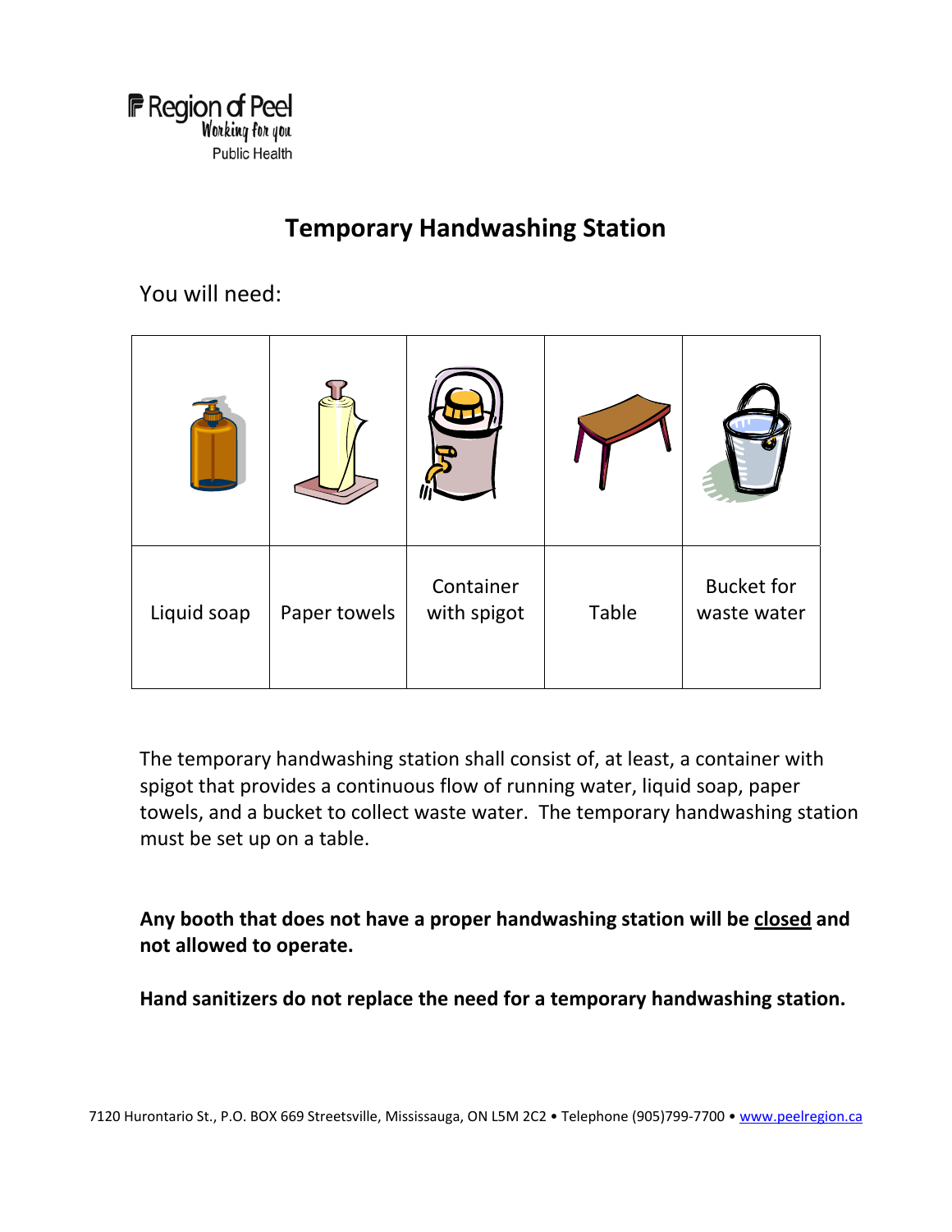Region of Peel
Working for you
Public Health

# Temporary Handwashing Station

You will need:

| | | | | |
|---|---|---|---|---|
| Liquid soap | Paper towels | Container with spigot | Table | Bucket for waste water |

The temporary handwashing station shall consist of, at least, a container with spigot that provides a continuous flow of running water, liquid soap, paper towels, and a bucket to collect waste water. The temporary handwashing station must be set up on a table.

**Any booth that does not have a proper handwashing station will be closed and not allowed to operate.**

**Hand sanitizers do not replace the need for a temporary handwashing station.**

7120 Hurontario St., P.O. BOX 669 Streetsville, Mississauga, ON L5M 2C2 • Telephone (905)799-7700 • www.peelregion.ca